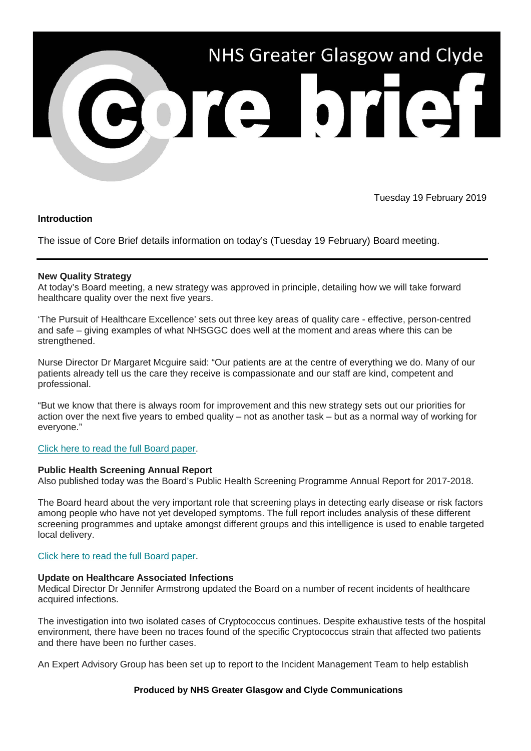# NHS Greater Glasgow and Clyde Core brief

Tuesday 19 February 2019

**Introduction**

The issue of Core Brief details information on today's (Tuesday 19 February) Board meeting.

---

**New Quality Strategy**

At today's Board meeting, a new strategy was approved in principle, detailing how we will take forward healthcare quality over the next five years.

'The Pursuit of Healthcare Excellence' sets out three key areas of quality care - effective, person-centred and safe – giving examples of what NHSGGC does well at the moment and areas where this can be strengthened.

Nurse Director Dr Margaret Mcguire said: "Our patients are at the centre of everything we do. Many of our patients already tell us the care they receive is compassionate and our staff are kind, competent and professional.

"But we know that there is always room for improvement and this new strategy sets out our priorities for action over the next five years to embed quality – not as another task – but as a normal way of working for everyone."

Click here to read the full Board paper.

**Public Health Screening Annual Report**

Also published today was the Board's Public Health Screening Programme Annual Report for 2017-2018.

The Board heard about the very important role that screening plays in detecting early disease or risk factors among people who have not yet developed symptoms. The full report includes analysis of these different screening programmes and uptake amongst different groups and this intelligence is used to enable targeted local delivery.

Click here to read the full Board paper.

**Update on Healthcare Associated Infections**

Medical Director Dr Jennifer Armstrong updated the Board on a number of recent incidents of healthcare acquired infections.

The investigation into two isolated cases of Cryptococcus continues. Despite exhaustive tests of the hospital environment, there have been no traces found of the specific Cryptococcus strain that affected two patients and there have been no further cases.

An Expert Advisory Group has been set up to report to the Incident Management Team to help establish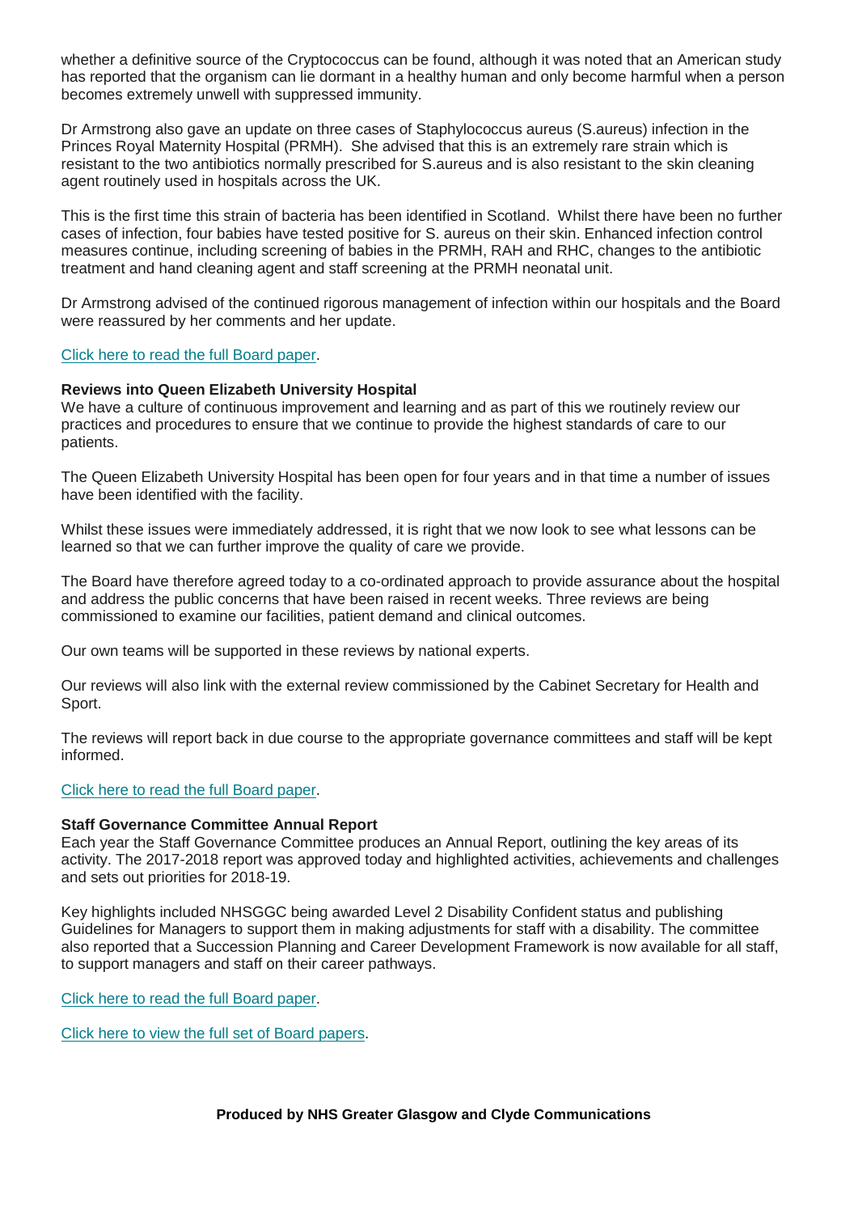whether a definitive source of the Cryptococcus can be found, although it was noted that an American study has reported that the organism can lie dormant in a healthy human and only become harmful when a person becomes extremely unwell with suppressed immunity.

Dr Armstrong also gave an update on three cases of Staphylococcus aureus (S.aureus) infection in the Princes Royal Maternity Hospital (PRMH). She advised that this is an extremely rare strain which is resistant to the two antibiotics normally prescribed for S.aureus and is also resistant to the skin cleaning agent routinely used in hospitals across the UK.

This is the first time this strain of bacteria has been identified in Scotland. Whilst there have been no further cases of infection, four babies have tested positive for S. aureus on their skin. Enhanced infection control measures continue, including screening of babies in the PRMH, RAH and RHC, changes to the antibiotic treatment and hand cleaning agent and staff screening at the PRMH neonatal unit.

Dr Armstrong advised of the continued rigorous management of infection within our hospitals and the Board were reassured by her comments and her update.

Click here to read the full Board paper.

**Reviews into Queen Elizabeth University Hospital**

We have a culture of continuous improvement and learning and as part of this we routinely review our practices and procedures to ensure that we continue to provide the highest standards of care to our patients.

The Queen Elizabeth University Hospital has been open for four years and in that time a number of issues have been identified with the facility.

Whilst these issues were immediately addressed, it is right that we now look to see what lessons can be learned so that we can further improve the quality of care we provide.

The Board have therefore agreed today to a co-ordinated approach to provide assurance about the hospital and address the public concerns that have been raised in recent weeks. Three reviews are being commissioned to examine our facilities, patient demand and clinical outcomes.

Our own teams will be supported in these reviews by national experts.

Our reviews will also link with the external review commissioned by the Cabinet Secretary for Health and Sport.

The reviews will report back in due course to the appropriate governance committees and staff will be kept informed.

Click here to read the full Board paper.

**Staff Governance Committee Annual Report**

Each year the Staff Governance Committee produces an Annual Report, outlining the key areas of its activity. The 2017-2018 report was approved today and highlighted activities, achievements and challenges and sets out priorities for 2018-19.

Key highlights included NHSGGC being awarded Level 2 Disability Confident status and publishing Guidelines for Managers to support them in making adjustments for staff with a disability. The committee also reported that a Succession Planning and Career Development Framework is now available for all staff, to support managers and staff on their career pathways.

Click here to read the full Board paper.

Click here to view the full set of Board papers.

**Produced by NHS Greater Glasgow and Clyde Communications**